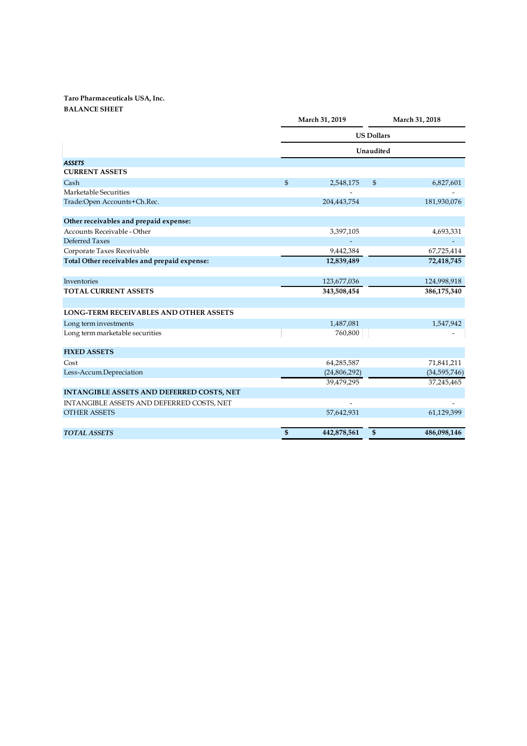**Taro Pharmaceuticals USA, Inc.**
**BALANCE SHEET**

| | March 31, 2019 | March 31, 2018 |
|---|---|---|
| | US Dollars | |
| | Unaudited | |
| ***ASSETS*** | | |
| **CURRENT ASSETS** | | |
| Cash | $ 2,548,175 | $ 6,827,601 |
| Marketable Securities | - | - |
| Trade:Open Accounts+Ch.Rec. | 204,443,754 | 181,930,076 |
| | | |
| **Other receivables and prepaid expense:** | | |
| Accounts Receivable - Other | 3,397,105 | 4,693,331 |
| Deferred Taxes | - | - |
| Corporate Taxes Receivable | 9,442,384 | 67,725,414 |
| **Total Other receivables and prepaid expense:** | **12,839,489** | **72,418,745** |
| | | |
| Inventories | 123,677,036 | 124,998,918 |
| **TOTAL CURRENT ASSETS** | **343,508,454** | **386,175,340** |
| | | |
| **LONG-TERM RECEIVABLES AND OTHER ASSETS** | | |
| Long term investments | 1,487,081 | 1,547,942 |
| Long term marketable securities | 760,800 | - |
| | | |
| **FIXED ASSETS** | | |
| Cost | 64,285,587 | 71,841,211 |
| Less-Accum.Depreciation | (24,806,292) | (34,595,746) |
| | 39,479,295 | 37,245,465 |
| **INTANGIBLE ASSETS AND DEFERRED COSTS, NET** | | |
| INTANGIBLE ASSETS AND DEFERRED COSTS, NET | - | - |
| OTHER ASSETS | 57,642,931 | 61,129,399 |
| | | |
| ***TOTAL ASSETS*** | **$ 442,878,561** | **$ 486,098,146** |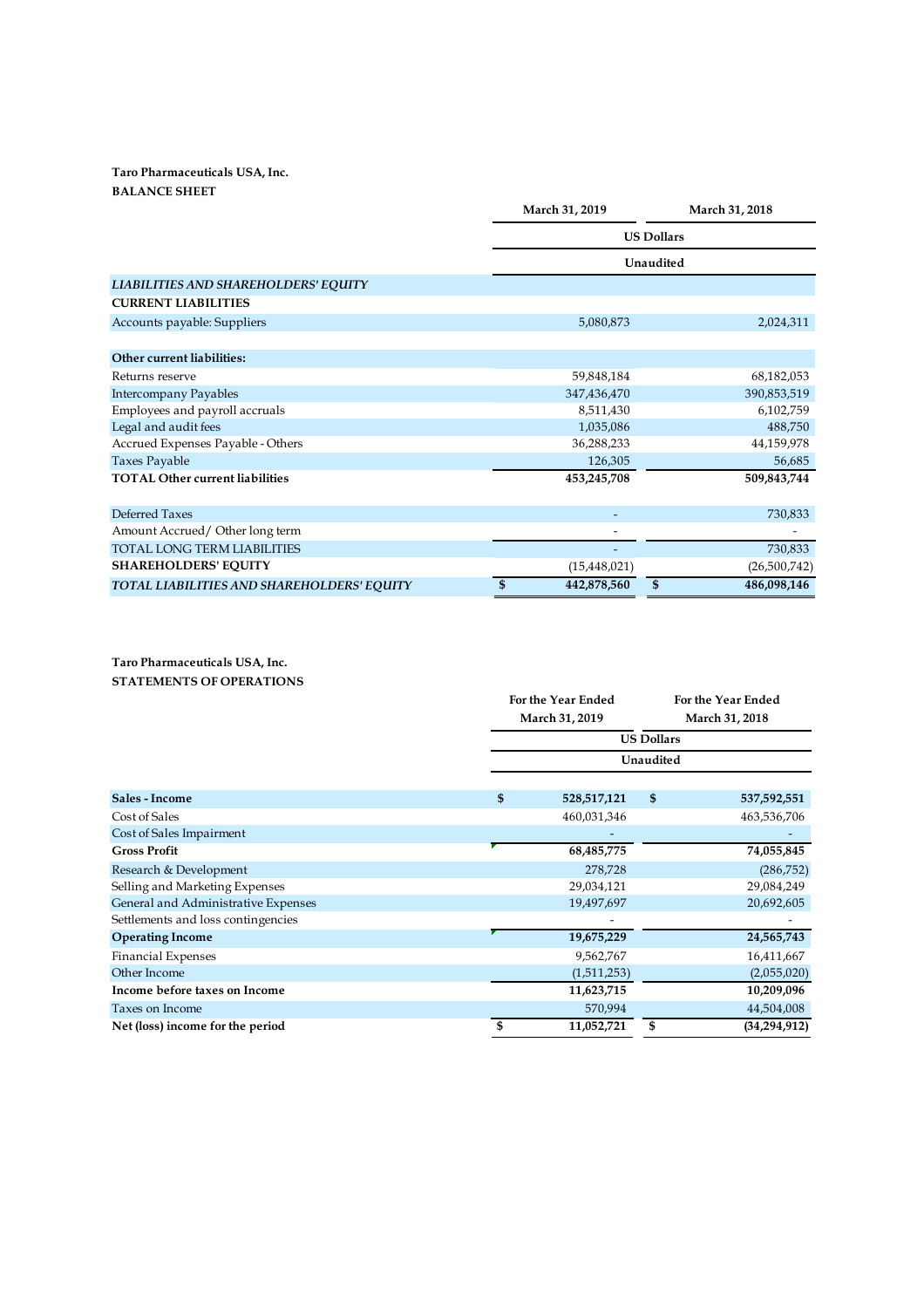**Taro Pharmaceuticals USA, Inc.**
**BALANCE SHEET**

| | March 31, 2019 | March 31, 2018 |
|---|---|---|
| | US Dollars | |
| | Unaudited | |
| *LIABILITIES AND SHAREHOLDERS' EQUITY* | | |
| **CURRENT LIABILITIES** | | |
| Accounts payable: Suppliers | 5,080,873 | 2,024,311 |
| **Other current liabilities:** | | |
| Returns reserve | 59,848,184 | 68,182,053 |
| Intercompany Payables | 347,436,470 | 390,853,519 |
| Employees and payroll accruals | 8,511,430 | 6,102,759 |
| Legal and audit fees | 1,035,086 | 488,750 |
| Accrued Expenses Payable - Others | 36,288,233 | 44,159,978 |
| Taxes Payable | 126,305 | 56,685 |
| **TOTAL Other current liabilities** | **453,245,708** | **509,843,744** |
| Deferred Taxes | - | 730,833 |
| Amount Accrued/ Other long term | - | - |
| TOTAL LONG TERM LIABILITIES | - | 730,833 |
| **SHAREHOLDERS' EQUITY** | (15,448,021) | (26,500,742) |
| ***TOTAL LIABILITIES AND SHAREHOLDERS' EQUITY*** | **$ 442,878,560** | **$ 486,098,146** |

**Taro Pharmaceuticals USA, Inc.**
**STATEMENTS OF OPERATIONS**

| | For the Year Ended March 31, 2019 | For the Year Ended March 31, 2018 |
|---|---|---|
| | US Dollars | |
| | Unaudited | |
| **Sales - Income** | **$ 528,517,121** | **$ 537,592,551** |
| Cost of Sales | 460,031,346 | 463,536,706 |
| Cost of Sales Impairment | - | - |
| **Gross Profit** | **68,485,775** | **74,055,845** |
| Research & Development | 278,728 | (286,752) |
| Selling and Marketing Expenses | 29,034,121 | 29,084,249 |
| General and Administrative Expenses | 19,497,697 | 20,692,605 |
| Settlements and loss contingencies | - | - |
| **Operating Income** | **19,675,229** | **24,565,743** |
| Financial Expenses | 9,562,767 | 16,411,667 |
| Other Income | (1,511,253) | (2,055,020) |
| **Income before taxes on Income** | **11,623,715** | **10,209,096** |
| Taxes on Income | 570,994 | 44,504,008 |
| **Net (loss) income for the period** | **$ 11,052,721** | **$ (34,294,912)** |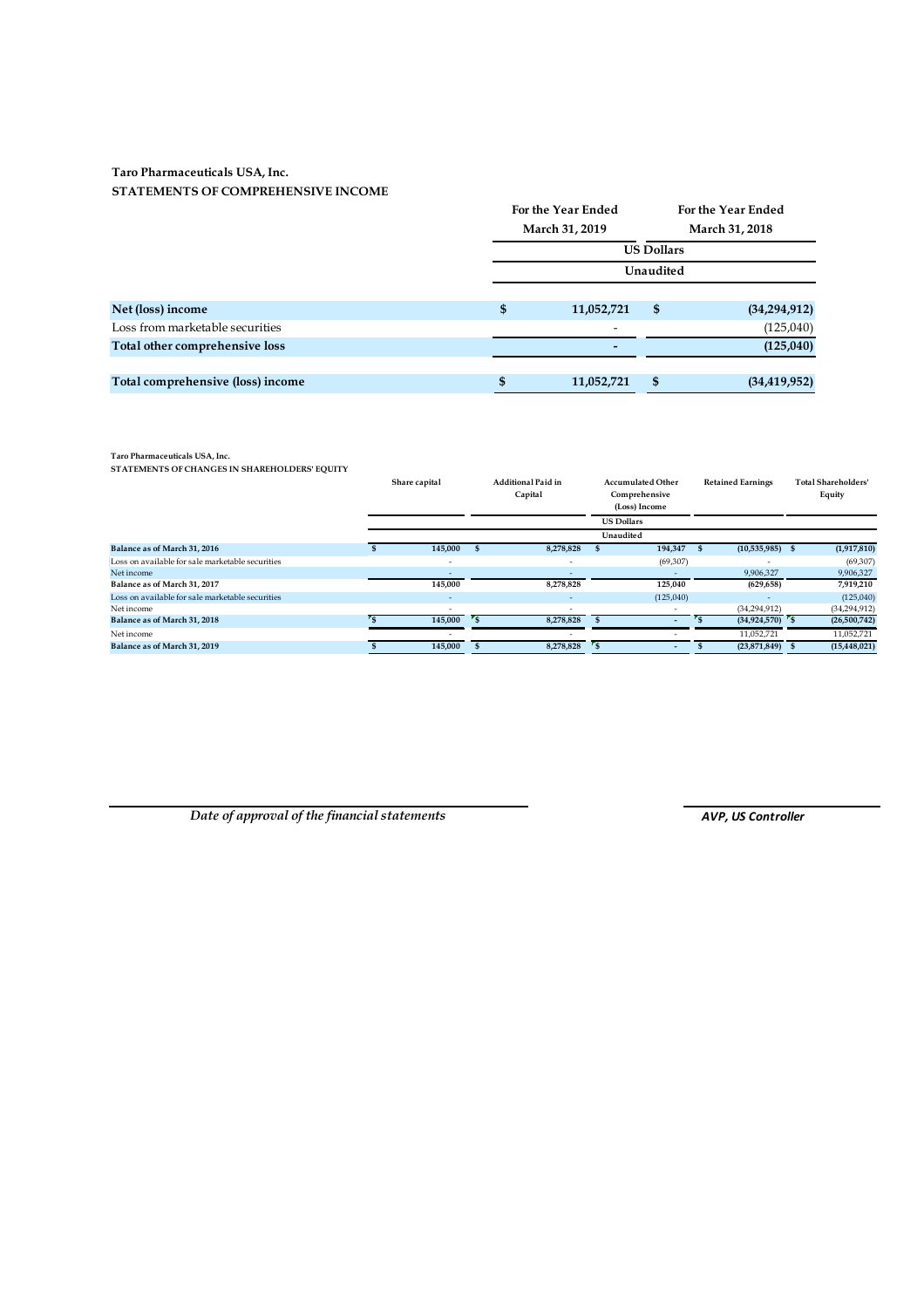**Taro Pharmaceuticals USA, Inc.**
**STATEMENTS OF COMPREHENSIVE INCOME**

| | For the Year Ended March 31, 2019 | For the Year Ended March 31, 2018 |
|---|---|---|
| | US Dollars | |
| | Unaudited | |
| **Net (loss) income** | $ 11,052,721 | $ (34,294,912) |
| Loss from marketable securities | - | (125,040) |
| **Total other comprehensive loss** | - | (125,040) |
| **Total comprehensive (loss) income** | $ 11,052,721 | $ (34,419,952) |

**Taro Pharmaceuticals USA, Inc.**
**STATEMENTS OF CHANGES IN SHAREHOLDERS' EQUITY**

| | Share capital | Additional Paid in Capital | Accumulated Other Comprehensive (Loss) Income | Retained Earnings | Total Shareholders' Equity |
|---|---|---|---|---|---|
| | | | US Dollars | | |
| | | | Unaudited | | |
| **Balance as of March 31, 2016** | $ 145,000 | $ 8,278,828 | $ 194,347 | $ (10,535,985) | $ (1,917,810) |
| Loss on available for sale marketable securities | - | - | (69,307) | - | (69,307) |
| Net income | - | - | - | 9,906,327 | 9,906,327 |
| **Balance as of March 31, 2017** | 145,000 | 8,278,828 | 125,040 | (629,658) | 7,919,210 |
| Loss on available for sale marketable securities | - | - | (125,040) | - | (125,040) |
| Net income | - | - | - | (34,294,912) | (34,294,912) |
| **Balance as of March 31, 2018** | $ 145,000 | $ 8,278,828 | $ - | $ (34,924,570) | $ (26,500,742) |
| Net income | - | - | - | 11,052,721 | 11,052,721 |
| **Balance as of March 31, 2019** | $ 145,000 | $ 8,278,828 | $ - | $ (23,871,849) | $ (15,448,021) |

*Date of approval of the financial statements*

***AVP, US Controller***